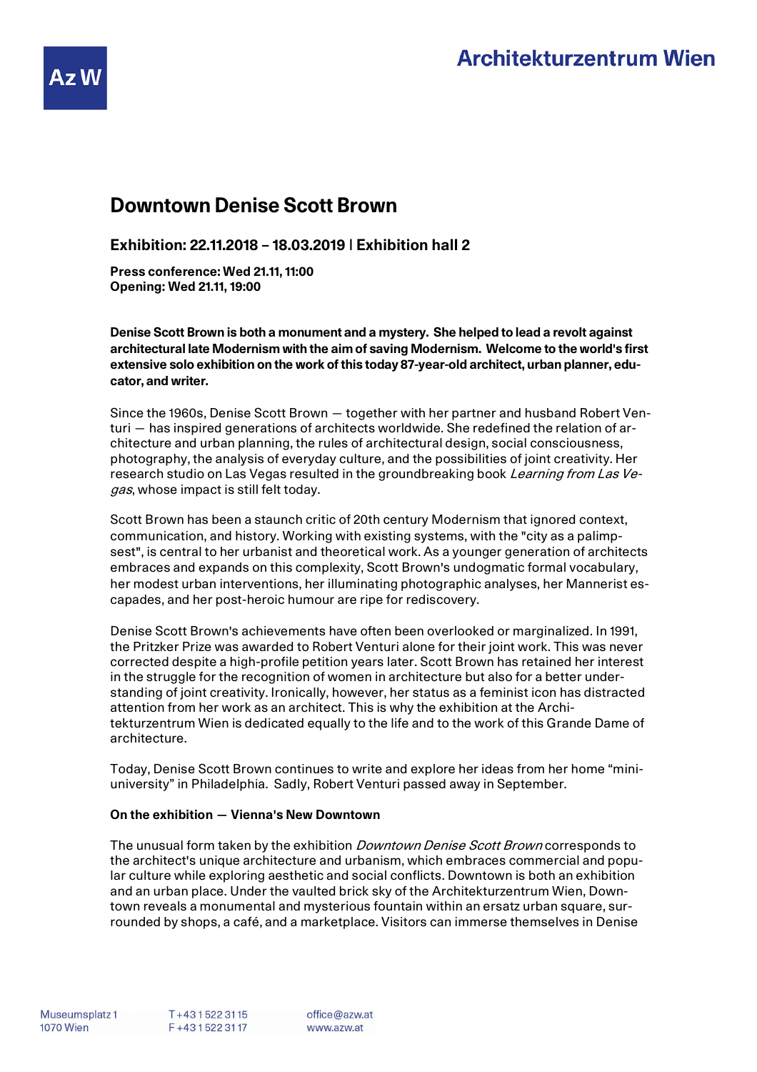# Downtown Denise Scott Brown

## Exhibition: 22.11.2018 – 18.03.2019 | Exhibition hall 2

**Press conference: Wed 21.11, 11:00**
**Opening: Wed 21.11, 19:00**

**Denise Scott Brown is both a monument and a mystery. She helped to lead a revolt against architectural late Modernism with the aim of saving Modernism. Welcome to the world's first extensive solo exhibition on the work of this today 87-year-old architect, urban planner, educator, and writer.**

Since the 1960s, Denise Scott Brown — together with her partner and husband Robert Venturi — has inspired generations of architects worldwide. She redefined the relation of architecture and urban planning, the rules of architectural design, social consciousness, photography, the analysis of everyday culture, and the possibilities of joint creativity. Her research studio on Las Vegas resulted in the groundbreaking book *Learning from Las Vegas*, whose impact is still felt today.

Scott Brown has been a staunch critic of 20th century Modernism that ignored context, communication, and history. Working with existing systems, with the "city as a palimpsest", is central to her urbanist and theoretical work. As a younger generation of architects embraces and expands on this complexity, Scott Brown's undogmatic formal vocabulary, her modest urban interventions, her illuminating photographic analyses, her Mannerist escapades, and her post-heroic humour are ripe for rediscovery.

Denise Scott Brown's achievements have often been overlooked or marginalized. In 1991, the Pritzker Prize was awarded to Robert Venturi alone for their joint work. This was never corrected despite a high-profile petition years later. Scott Brown has retained her interest in the struggle for the recognition of women in architecture but also for a better understanding of joint creativity. Ironically, however, her status as a feminist icon has distracted attention from her work as an architect. This is why the exhibition at the Architekturzentrum Wien is dedicated equally to the life and to the work of this Grande Dame of architecture.

Today, Denise Scott Brown continues to write and explore her ideas from her home "mini-university" in Philadelphia. Sadly, Robert Venturi passed away in September.

**On the exhibition — Vienna's New Downtown**

The unusual form taken by the exhibition *Downtown Denise Scott Brown* corresponds to the architect's unique architecture and urbanism, which embraces commercial and popular culture while exploring aesthetic and social conflicts. Downtown is both an exhibition and an urban place. Under the vaulted brick sky of the Architekturzentrum Wien, Downtown reveals a monumental and mysterious fountain within an ersatz urban square, surrounded by shops, a café, and a marketplace. Visitors can immerse themselves in Denise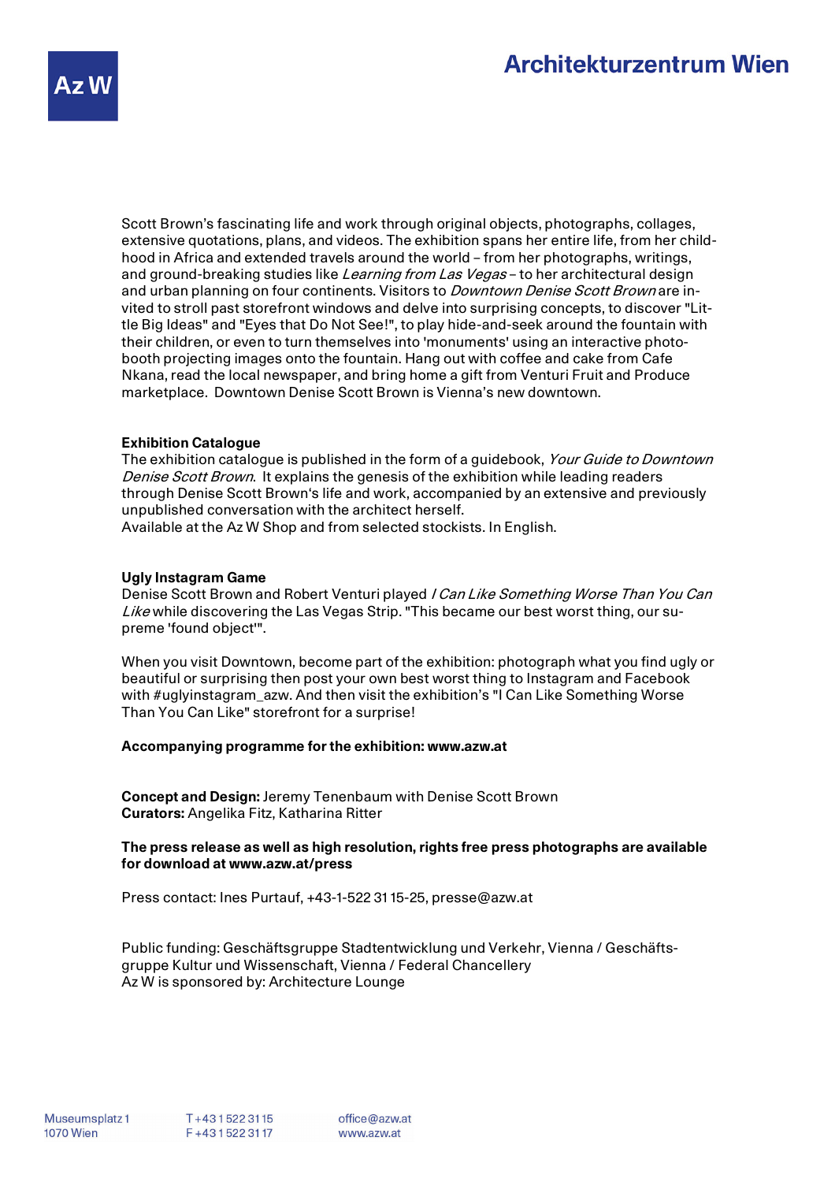Scott Brown's fascinating life and work through original objects, photographs, collages, extensive quotations, plans, and videos. The exhibition spans her entire life, from her childhood in Africa and extended travels around the world – from her photographs, writings, and ground-breaking studies like *Learning from Las Vegas* – to her architectural design and urban planning on four continents. Visitors to *Downtown Denise Scott Brown* are invited to stroll past storefront windows and delve into surprising concepts, to discover "Little Big Ideas" and "Eyes that Do Not See!", to play hide-and-seek around the fountain with their children, or even to turn themselves into 'monuments' using an interactive photobooth projecting images onto the fountain. Hang out with coffee and cake from Cafe Nkana, read the local newspaper, and bring home a gift from Venturi Fruit and Produce marketplace. Downtown Denise Scott Brown is Vienna's new downtown.

**Exhibition Catalogue**
The exhibition catalogue is published in the form of a guidebook, *Your Guide to Downtown Denise Scott Brown*. It explains the genesis of the exhibition while leading readers through Denise Scott Brown's life and work, accompanied by an extensive and previously unpublished conversation with the architect herself.
Available at the Az W Shop and from selected stockists. In English.

**Ugly Instagram Game**
Denise Scott Brown and Robert Venturi played *I Can Like Something Worse Than You Can Like* while discovering the Las Vegas Strip. "This became our best worst thing, our supreme 'found object'".

When you visit Downtown, become part of the exhibition: photograph what you find ugly or beautiful or surprising then post your own best worst thing to Instagram and Facebook with #uglyinstagram_azw. And then visit the exhibition's "I Can Like Something Worse Than You Can Like" storefront for a surprise!

**Accompanying programme for the exhibition: www.azw.at**

**Concept and Design:** Jeremy Tenenbaum with Denise Scott Brown
**Curators:** Angelika Fitz, Katharina Ritter

**The press release as well as high resolution, rights free press photographs are available for download at www.azw.at/press**

Press contact: Ines Purtauf, +43-1-522 31 15-25, presse@azw.at

Public funding: Geschäftsgruppe Stadtentwicklung und Verkehr, Vienna / Geschäftsgruppe Kultur und Wissenschaft, Vienna / Federal Chancellery
Az W is sponsored by: Architecture Lounge